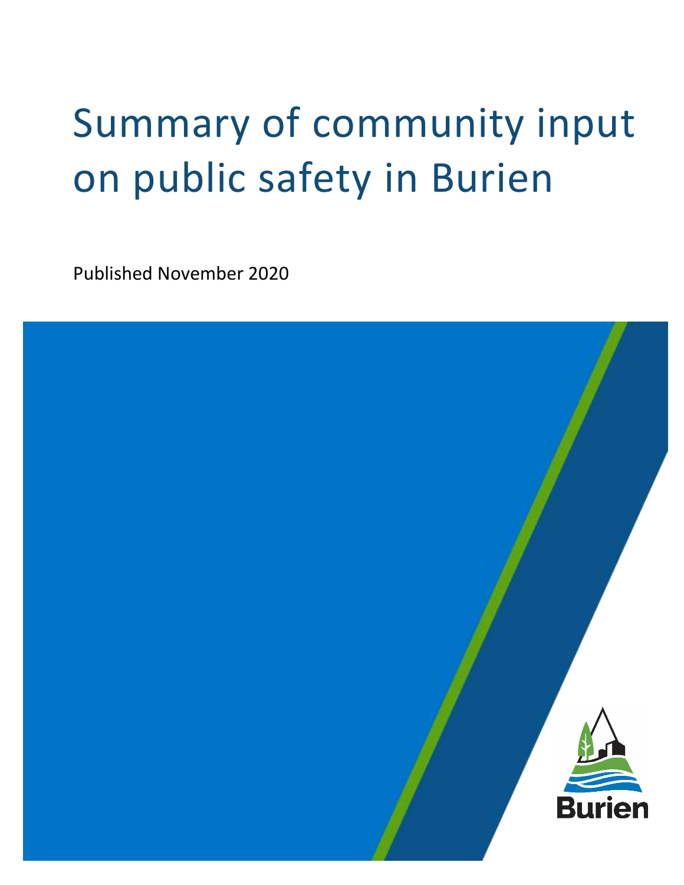# Summary of community input on public safety in Burien

Published November 2020

Burien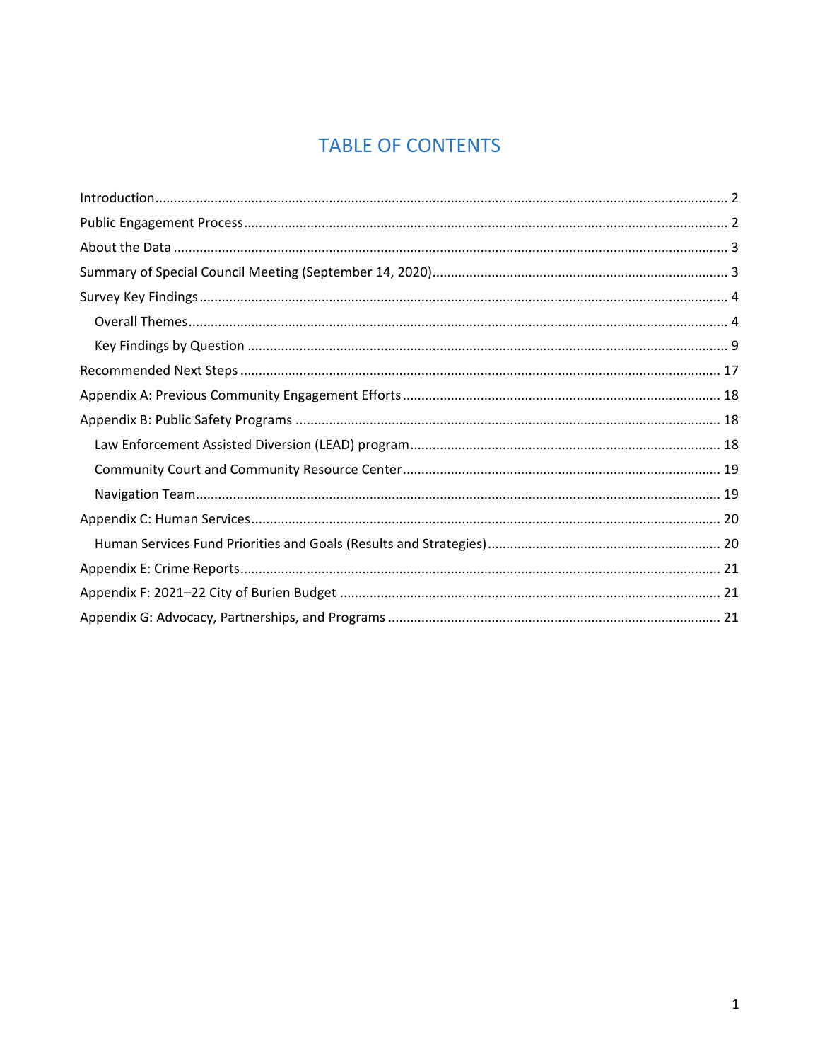# TABLE OF CONTENTS

Introduction ........................................................................................................................................ 2

Public Engagement Process ................................................................................................................ 2

About the Data .................................................................................................................................... 3

Summary of Special Council Meeting (September 14, 2020) ................................................................ 3

Survey Key Findings ............................................................................................................................ 4

- Overall Themes ................................................................................................................................ 4
- Key Findings by Question ................................................................................................................ 9

Recommended Next Steps ................................................................................................................ 17

Appendix A: Previous Community Engagement Efforts ..................................................................... 18

Appendix B: Public Safety Programs .................................................................................................. 18

- Law Enforcement Assisted Diversion (LEAD) program ................................................................... 18
- Community Court and Community Resource Center ..................................................................... 19
- Navigation Team ............................................................................................................................ 19

Appendix C: Human Services ............................................................................................................. 20

- Human Services Fund Priorities and Goals (Results and Strategies) .............................................. 20

Appendix E: Crime Reports ................................................................................................................. 21

Appendix F: 2021–22 City of Burien Budget ...................................................................................... 21

Appendix G: Advocacy, Partnerships, and Programs ......................................................................... 21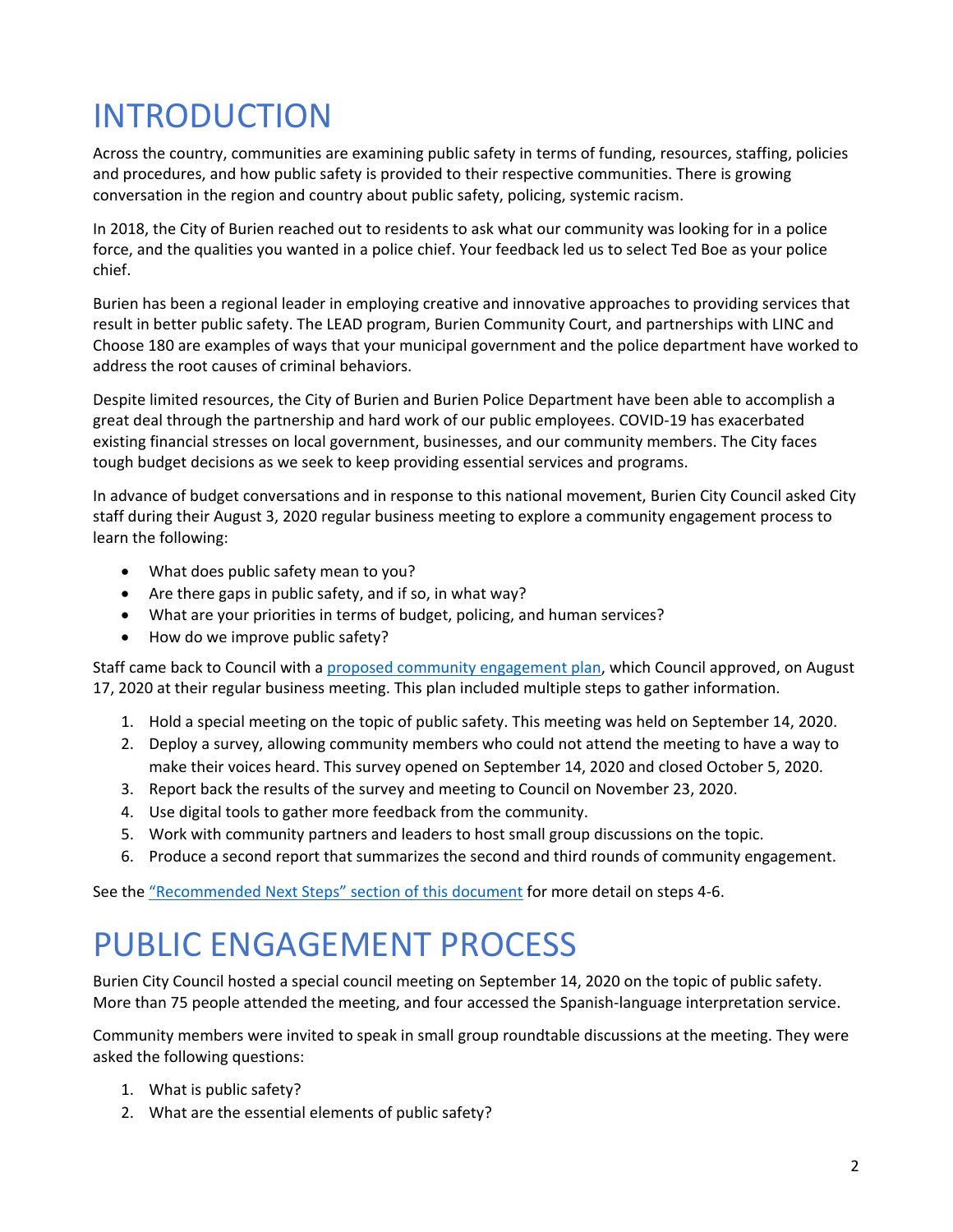# INTRODUCTION

Across the country, communities are examining public safety in terms of funding, resources, staffing, policies and procedures, and how public safety is provided to their respective communities. There is growing conversation in the region and country about public safety, policing, systemic racism.

In 2018, the City of Burien reached out to residents to ask what our community was looking for in a police force, and the qualities you wanted in a police chief. Your feedback led us to select Ted Boe as your police chief.

Burien has been a regional leader in employing creative and innovative approaches to providing services that result in better public safety. The LEAD program, Burien Community Court, and partnerships with LINC and Choose 180 are examples of ways that your municipal government and the police department have worked to address the root causes of criminal behaviors.

Despite limited resources, the City of Burien and Burien Police Department have been able to accomplish a great deal through the partnership and hard work of our public employees. COVID-19 has exacerbated existing financial stresses on local government, businesses, and our community members. The City faces tough budget decisions as we seek to keep providing essential services and programs.

In advance of budget conversations and in response to this national movement, Burien City Council asked City staff during their August 3, 2020 regular business meeting to explore a community engagement process to learn the following:

- What does public safety mean to you?
- Are there gaps in public safety, and if so, in what way?
- What are your priorities in terms of budget, policing, and human services?
- How do we improve public safety?

Staff came back to Council with a proposed community engagement plan, which Council approved, on August 17, 2020 at their regular business meeting. This plan included multiple steps to gather information.

1. Hold a special meeting on the topic of public safety. This meeting was held on September 14, 2020.
2. Deploy a survey, allowing community members who could not attend the meeting to have a way to make their voices heard. This survey opened on September 14, 2020 and closed October 5, 2020.
3. Report back the results of the survey and meeting to Council on November 23, 2020.
4. Use digital tools to gather more feedback from the community.
5. Work with community partners and leaders to host small group discussions on the topic.
6. Produce a second report that summarizes the second and third rounds of community engagement.

See the "Recommended Next Steps" section of this document for more detail on steps 4-6.

# PUBLIC ENGAGEMENT PROCESS

Burien City Council hosted a special council meeting on September 14, 2020 on the topic of public safety. More than 75 people attended the meeting, and four accessed the Spanish-language interpretation service.

Community members were invited to speak in small group roundtable discussions at the meeting. They were asked the following questions:

1. What is public safety?
2. What are the essential elements of public safety?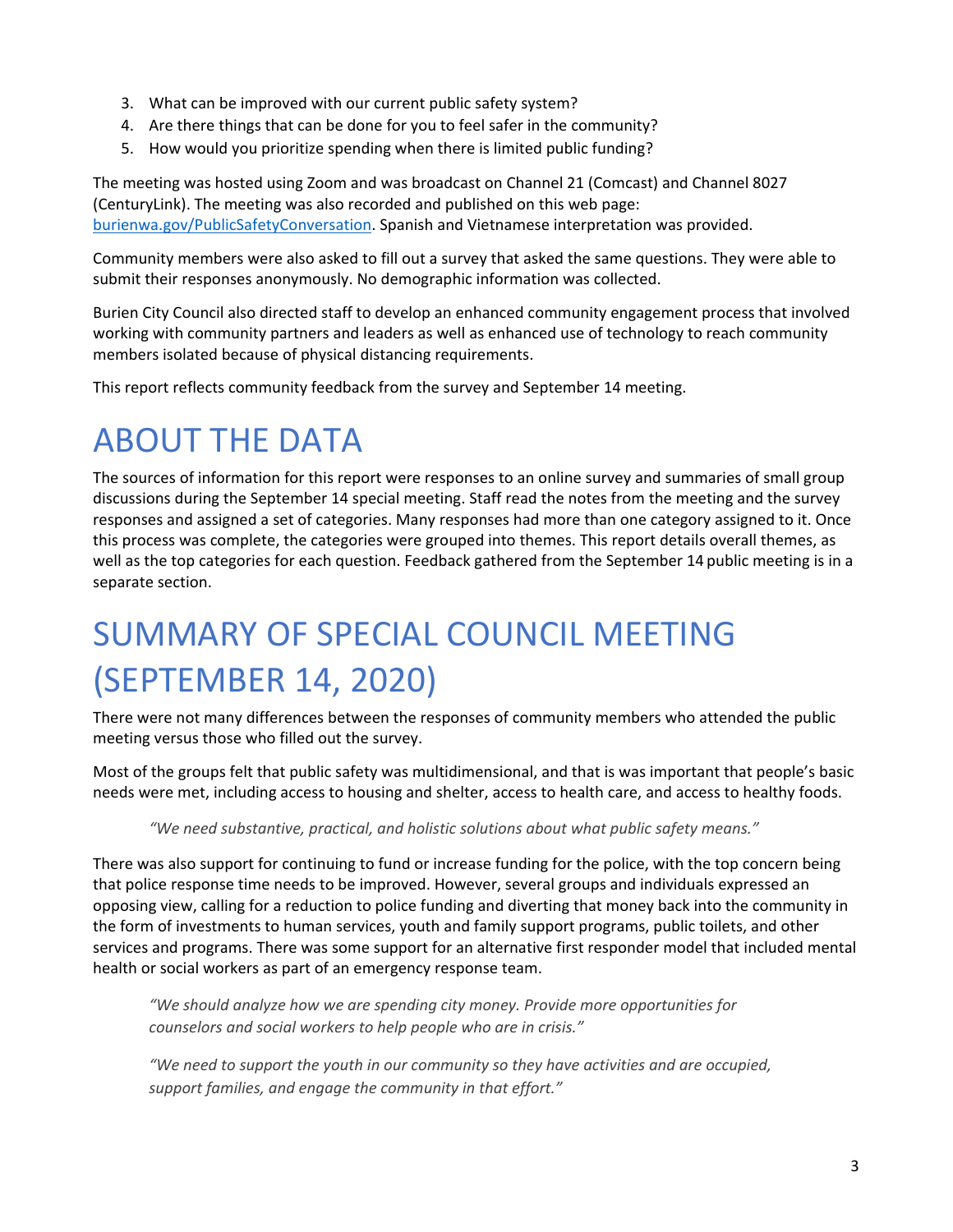3. What can be improved with our current public safety system?
4. Are there things that can be done for you to feel safer in the community?
5. How would you prioritize spending when there is limited public funding?

The meeting was hosted using Zoom and was broadcast on Channel 21 (Comcast) and Channel 8027 (CenturyLink). The meeting was also recorded and published on this web page: [burienwa.gov/PublicSafetyConversation](burienwa.gov/PublicSafetyConversation). Spanish and Vietnamese interpretation was provided.

Community members were also asked to fill out a survey that asked the same questions. They were able to submit their responses anonymously. No demographic information was collected.

Burien City Council also directed staff to develop an enhanced community engagement process that involved working with community partners and leaders as well as enhanced use of technology to reach community members isolated because of physical distancing requirements.

This report reflects community feedback from the survey and September 14 meeting.

# ABOUT THE DATA

The sources of information for this report were responses to an online survey and summaries of small group discussions during the September 14 special meeting. Staff read the notes from the meeting and the survey responses and assigned a set of categories. Many responses had more than one category assigned to it. Once this process was complete, the categories were grouped into themes. This report details overall themes, as well as the top categories for each question. Feedback gathered from the September 14 public meeting is in a separate section.

# SUMMARY OF SPECIAL COUNCIL MEETING (SEPTEMBER 14, 2020)

There were not many differences between the responses of community members who attended the public meeting versus those who filled out the survey.

Most of the groups felt that public safety was multidimensional, and that is was important that people's basic needs were met, including access to housing and shelter, access to health care, and access to healthy foods.

> *"We need substantive, practical, and holistic solutions about what public safety means."*

There was also support for continuing to fund or increase funding for the police, with the top concern being that police response time needs to be improved. However, several groups and individuals expressed an opposing view, calling for a reduction to police funding and diverting that money back into the community in the form of investments to human services, youth and family support programs, public toilets, and other services and programs. There was some support for an alternative first responder model that included mental health or social workers as part of an emergency response team.

> *"We should analyze how we are spending city money. Provide more opportunities for counselors and social workers to help people who are in crisis."*

> *"We need to support the youth in our community so they have activities and are occupied, support families, and engage the community in that effort."*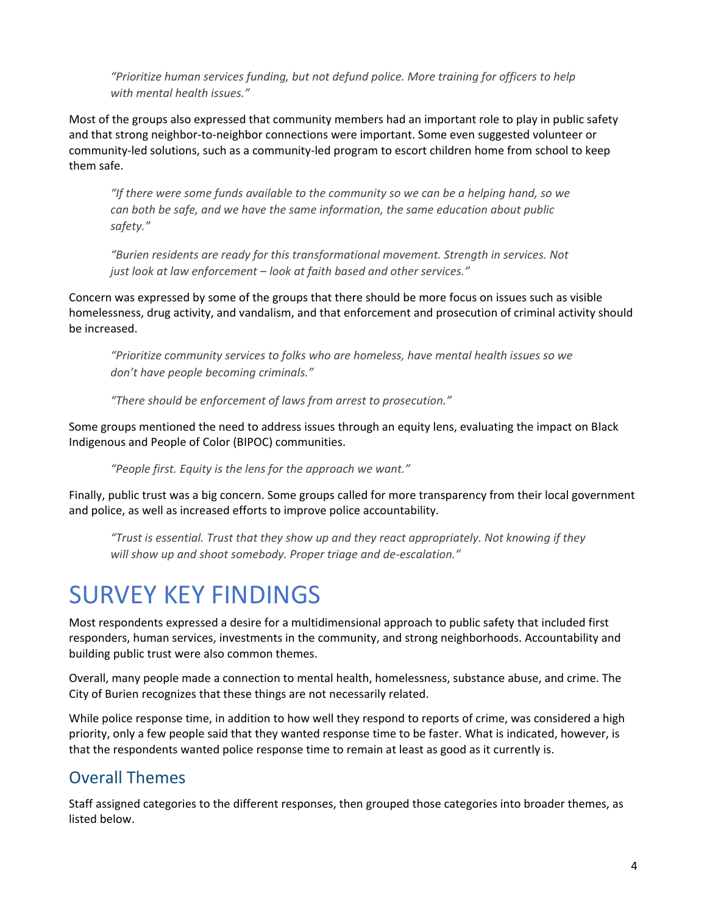*"Prioritize human services funding, but not defund police. More training for officers to help with mental health issues."*

Most of the groups also expressed that community members had an important role to play in public safety and that strong neighbor-to-neighbor connections were important. Some even suggested volunteer or community-led solutions, such as a community-led program to escort children home from school to keep them safe.

*"If there were some funds available to the community so we can be a helping hand, so we can both be safe, and we have the same information, the same education about public safety."*

*"Burien residents are ready for this transformational movement. Strength in services. Not just look at law enforcement – look at faith based and other services."*

Concern was expressed by some of the groups that there should be more focus on issues such as visible homelessness, drug activity, and vandalism, and that enforcement and prosecution of criminal activity should be increased.

*"Prioritize community services to folks who are homeless, have mental health issues so we don't have people becoming criminals."*

*"There should be enforcement of laws from arrest to prosecution."*

Some groups mentioned the need to address issues through an equity lens, evaluating the impact on Black Indigenous and People of Color (BIPOC) communities.

*"People first. Equity is the lens for the approach we want."*

Finally, public trust was a big concern. Some groups called for more transparency from their local government and police, as well as increased efforts to improve police accountability.

*"Trust is essential. Trust that they show up and they react appropriately. Not knowing if they will show up and shoot somebody. Proper triage and de-escalation."*

# SURVEY KEY FINDINGS

Most respondents expressed a desire for a multidimensional approach to public safety that included first responders, human services, investments in the community, and strong neighborhoods. Accountability and building public trust were also common themes.

Overall, many people made a connection to mental health, homelessness, substance abuse, and crime. The City of Burien recognizes that these things are not necessarily related.

While police response time, in addition to how well they respond to reports of crime, was considered a high priority, only a few people said that they wanted response time to be faster. What is indicated, however, is that the respondents wanted police response time to remain at least as good as it currently is.

## Overall Themes

Staff assigned categories to the different responses, then grouped those categories into broader themes, as listed below.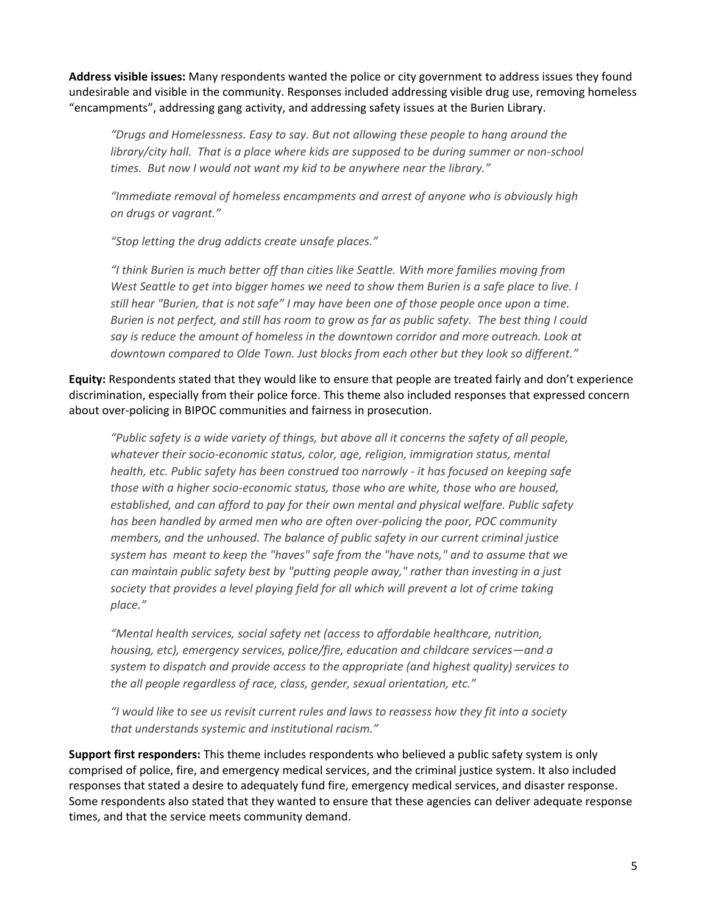**Address visible issues:** Many respondents wanted the police or city government to address issues they found undesirable and visible in the community. Responses included addressing visible drug use, removing homeless "encampments", addressing gang activity, and addressing safety issues at the Burien Library.

> *"Drugs and Homelessness. Easy to say. But not allowing these people to hang around the library/city hall. That is a place where kids are supposed to be during summer or non-school times. But now I would not want my kid to be anywhere near the library."*

> *"Immediate removal of homeless encampments and arrest of anyone who is obviously high on drugs or vagrant."*

> *"Stop letting the drug addicts create unsafe places."*

> *"I think Burien is much better off than cities like Seattle. With more families moving from West Seattle to get into bigger homes we need to show them Burien is a safe place to live. I still hear "Burien, that is not safe" I may have been one of those people once upon a time. Burien is not perfect, and still has room to grow as far as public safety. The best thing I could say is reduce the amount of homeless in the downtown corridor and more outreach. Look at downtown compared to Olde Town. Just blocks from each other but they look so different."*

**Equity:** Respondents stated that they would like to ensure that people are treated fairly and don't experience discrimination, especially from their police force. This theme also included responses that expressed concern about over-policing in BIPOC communities and fairness in prosecution.

> *"Public safety is a wide variety of things, but above all it concerns the safety of all people, whatever their socio-economic status, color, age, religion, immigration status, mental health, etc. Public safety has been construed too narrowly - it has focused on keeping safe those with a higher socio-economic status, those who are white, those who are housed, established, and can afford to pay for their own mental and physical welfare. Public safety has been handled by armed men who are often over-policing the poor, POC community members, and the unhoused. The balance of public safety in our current criminal justice system has meant to keep the "haves" safe from the "have nots," and to assume that we can maintain public safety best by "putting people away," rather than investing in a just society that provides a level playing field for all which will prevent a lot of crime taking place."*

> *"Mental health services, social safety net (access to affordable healthcare, nutrition, housing, etc), emergency services, police/fire, education and childcare services—and a system to dispatch and provide access to the appropriate (and highest quality) services to the all people regardless of race, class, gender, sexual orientation, etc."*

> *"I would like to see us revisit current rules and laws to reassess how they fit into a society that understands systemic and institutional racism."*

**Support first responders:** This theme includes respondents who believed a public safety system is only comprised of police, fire, and emergency medical services, and the criminal justice system. It also included responses that stated a desire to adequately fund fire, emergency medical services, and disaster response. Some respondents also stated that they wanted to ensure that these agencies can deliver adequate response times, and that the service meets community demand.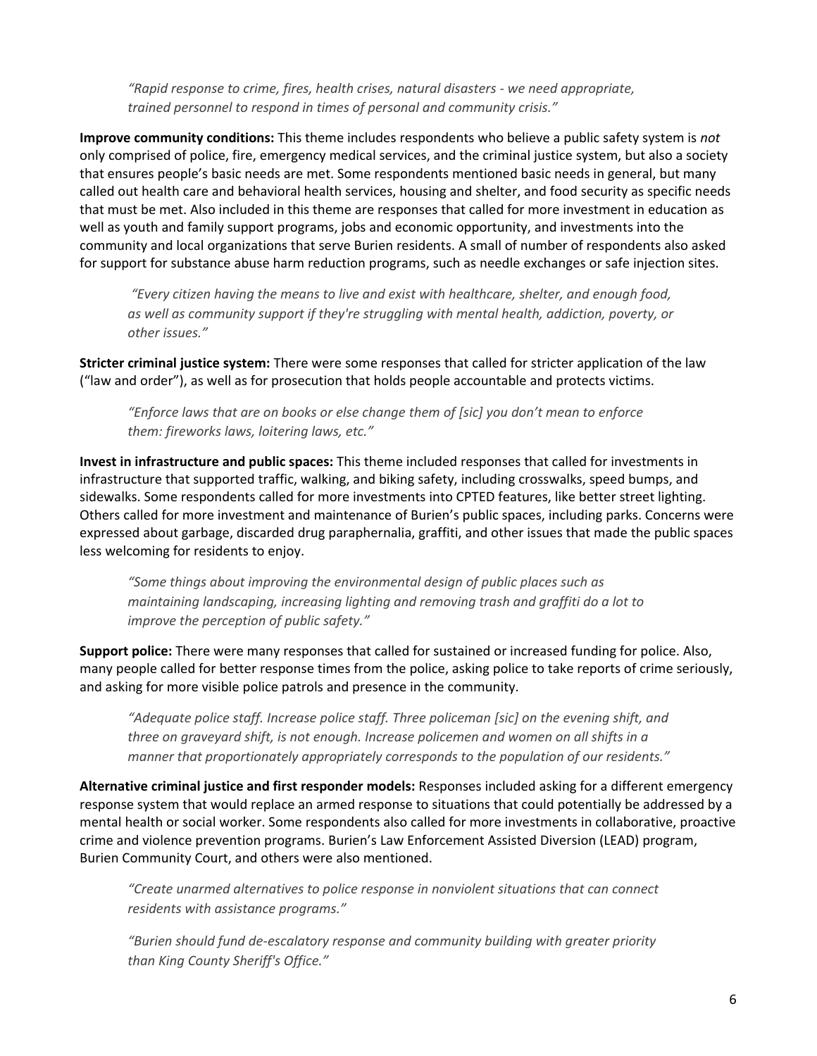*“Rapid response to crime, fires, health crises, natural disasters - we need appropriate, trained personnel to respond in times of personal and community crisis.”*

**Improve community conditions:** This theme includes respondents who believe a public safety system is *not* only comprised of police, fire, emergency medical services, and the criminal justice system, but also a society that ensures people’s basic needs are met. Some respondents mentioned basic needs in general, but many called out health care and behavioral health services, housing and shelter, and food security as specific needs that must be met. Also included in this theme are responses that called for more investment in education as well as youth and family support programs, jobs and economic opportunity, and investments into the community and local organizations that serve Burien residents. A small of number of respondents also asked for support for substance abuse harm reduction programs, such as needle exchanges or safe injection sites.

*“Every citizen having the means to live and exist with healthcare, shelter, and enough food, as well as community support if they're struggling with mental health, addiction, poverty, or other issues.”*

**Stricter criminal justice system:** There were some responses that called for stricter application of the law (“law and order”), as well as for prosecution that holds people accountable and protects victims.

*“Enforce laws that are on books or else change them of [sic] you don’t mean to enforce them: fireworks laws, loitering laws, etc.”*

**Invest in infrastructure and public spaces:** This theme included responses that called for investments in infrastructure that supported traffic, walking, and biking safety, including crosswalks, speed bumps, and sidewalks. Some respondents called for more investments into CPTED features, like better street lighting. Others called for more investment and maintenance of Burien’s public spaces, including parks. Concerns were expressed about garbage, discarded drug paraphernalia, graffiti, and other issues that made the public spaces less welcoming for residents to enjoy.

*“Some things about improving the environmental design of public places such as maintaining landscaping, increasing lighting and removing trash and graffiti do a lot to improve the perception of public safety.”*

**Support police:** There were many responses that called for sustained or increased funding for police. Also, many people called for better response times from the police, asking police to take reports of crime seriously, and asking for more visible police patrols and presence in the community.

*“Adequate police staff. Increase police staff. Three policeman [sic] on the evening shift, and three on graveyard shift, is not enough. Increase policemen and women on all shifts in a manner that proportionately appropriately corresponds to the population of our residents.”*

**Alternative criminal justice and first responder models:** Responses included asking for a different emergency response system that would replace an armed response to situations that could potentially be addressed by a mental health or social worker. Some respondents also called for more investments in collaborative, proactive crime and violence prevention programs. Burien’s Law Enforcement Assisted Diversion (LEAD) program, Burien Community Court, and others were also mentioned.

*“Create unarmed alternatives to police response in nonviolent situations that can connect residents with assistance programs.”*

*“Burien should fund de-escalatory response and community building with greater priority than King County Sheriff's Office.”*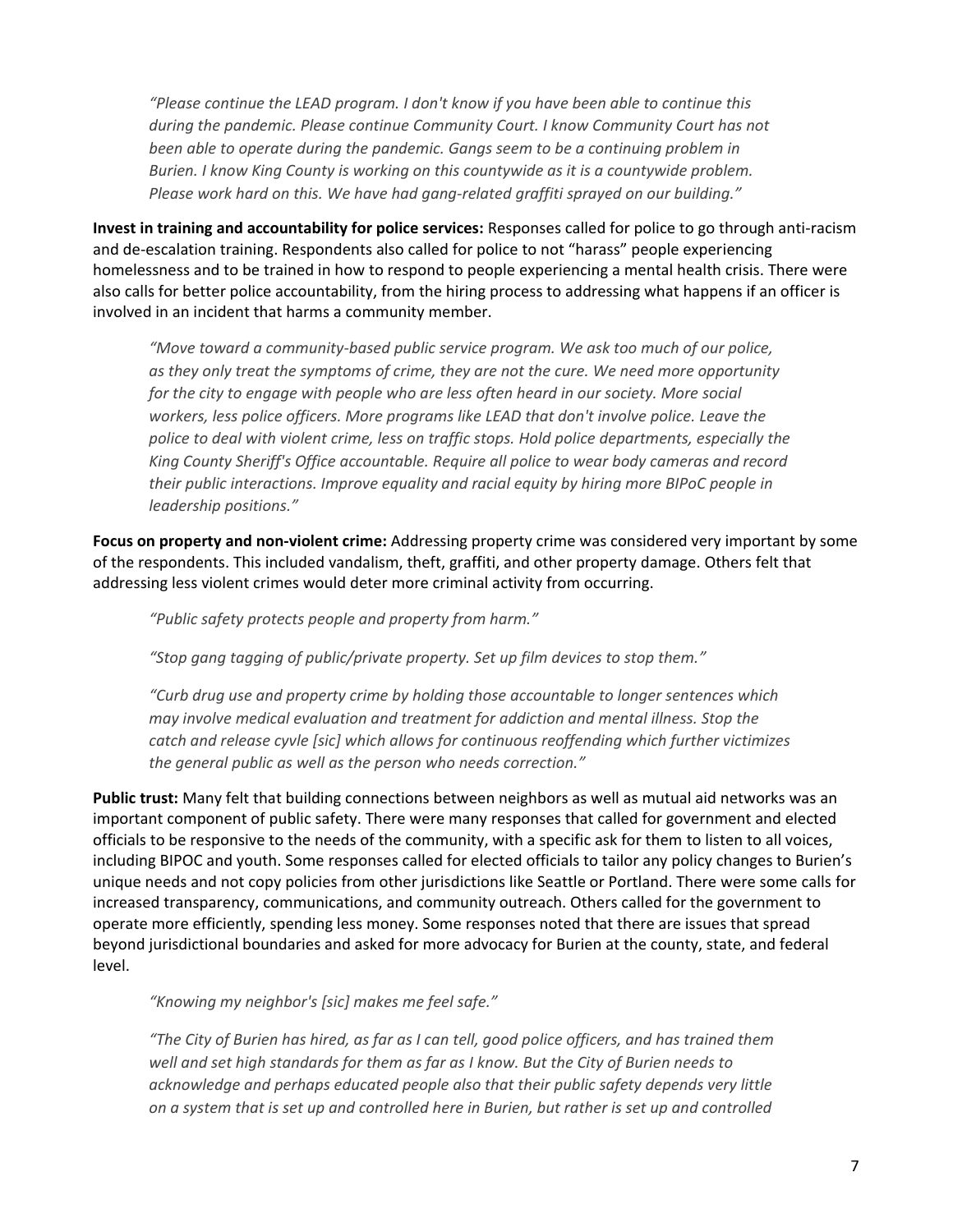*"Please continue the LEAD program. I don't know if you have been able to continue this during the pandemic. Please continue Community Court. I know Community Court has not been able to operate during the pandemic. Gangs seem to be a continuing problem in Burien. I know King County is working on this countywide as it is a countywide problem. Please work hard on this. We have had gang-related graffiti sprayed on our building."*

**Invest in training and accountability for police services:** Responses called for police to go through anti-racism and de-escalation training. Respondents also called for police to not "harass" people experiencing homelessness and to be trained in how to respond to people experiencing a mental health crisis. There were also calls for better police accountability, from the hiring process to addressing what happens if an officer is involved in an incident that harms a community member.

*"Move toward a community-based public service program. We ask too much of our police, as they only treat the symptoms of crime, they are not the cure. We need more opportunity for the city to engage with people who are less often heard in our society. More social workers, less police officers. More programs like LEAD that don't involve police. Leave the police to deal with violent crime, less on traffic stops. Hold police departments, especially the King County Sheriff's Office accountable. Require all police to wear body cameras and record their public interactions. Improve equality and racial equity by hiring more BIPoC people in leadership positions."*

**Focus on property and non-violent crime:** Addressing property crime was considered very important by some of the respondents. This included vandalism, theft, graffiti, and other property damage. Others felt that addressing less violent crimes would deter more criminal activity from occurring.

*"Public safety protects people and property from harm."*

*"Stop gang tagging of public/private property. Set up film devices to stop them."*

*"Curb drug use and property crime by holding those accountable to longer sentences which may involve medical evaluation and treatment for addiction and mental illness. Stop the catch and release cyvle [sic] which allows for continuous reoffending which further victimizes the general public as well as the person who needs correction."*

**Public trust:** Many felt that building connections between neighbors as well as mutual aid networks was an important component of public safety. There were many responses that called for government and elected officials to be responsive to the needs of the community, with a specific ask for them to listen to all voices, including BIPOC and youth. Some responses called for elected officials to tailor any policy changes to Burien's unique needs and not copy policies from other jurisdictions like Seattle or Portland. There were some calls for increased transparency, communications, and community outreach. Others called for the government to operate more efficiently, spending less money. Some responses noted that there are issues that spread beyond jurisdictional boundaries and asked for more advocacy for Burien at the county, state, and federal level.

*"Knowing my neighbor's [sic] makes me feel safe."*

*"The City of Burien has hired, as far as I can tell, good police officers, and has trained them well and set high standards for them as far as I know. But the City of Burien needs to acknowledge and perhaps educated people also that their public safety depends very little on a system that is set up and controlled here in Burien, but rather is set up and controlled*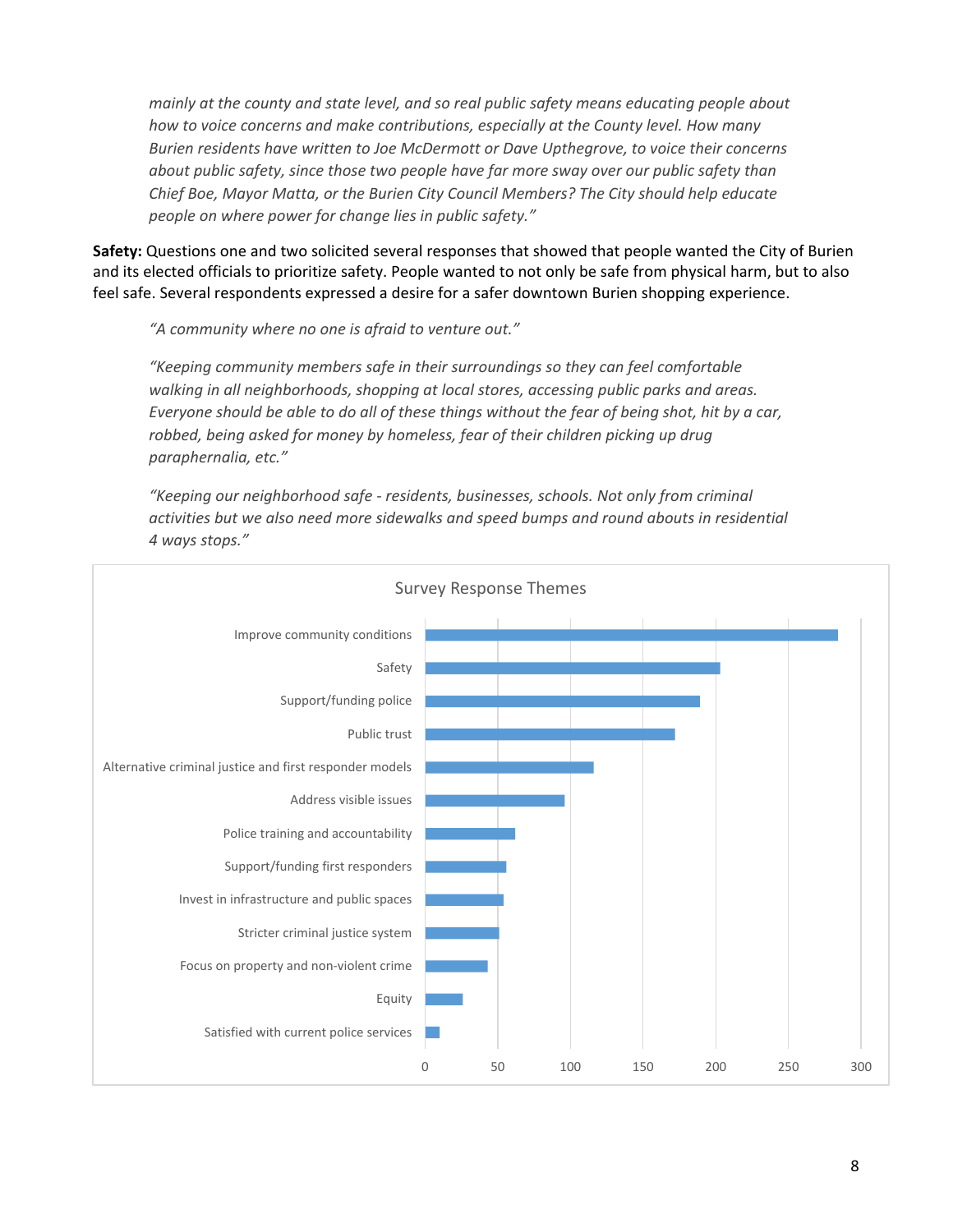*mainly at the county and state level, and so real public safety means educating people about how to voice concerns and make contributions, especially at the County level. How many Burien residents have written to Joe McDermott or Dave Upthegrove, to voice their concerns about public safety, since those two people have far more sway over our public safety than Chief Boe, Mayor Matta, or the Burien City Council Members? The City should help educate people on where power for change lies in public safety."*

**Safety:** Questions one and two solicited several responses that showed that people wanted the City of Burien and its elected officials to prioritize safety. People wanted to not only be safe from physical harm, but to also feel safe. Several respondents expressed a desire for a safer downtown Burien shopping experience.

> *"A community where no one is afraid to venture out."*
>
> *"Keeping community members safe in their surroundings so they can feel comfortable walking in all neighborhoods, shopping at local stores, accessing public parks and areas. Everyone should be able to do all of these things without the fear of being shot, hit by a car, robbed, being asked for money by homeless, fear of their children picking up drug paraphernalia, etc."*
>
> *"Keeping our neighborhood safe - residents, businesses, schools. Not only from criminal activities but we also need more sidewalks and speed bumps and round abouts in residential 4 ways stops."*

Survey Response Themes

- Improve community conditions
- Safety
- Support/funding police
- Public trust
- Alternative criminal justice and first responder models
- Address visible issues
- Police training and accountability
- Support/funding first responders
- Invest in infrastructure and public spaces
- Stricter criminal justice system
- Focus on property and non-violent crime
- Equity
- Satisfied with current police services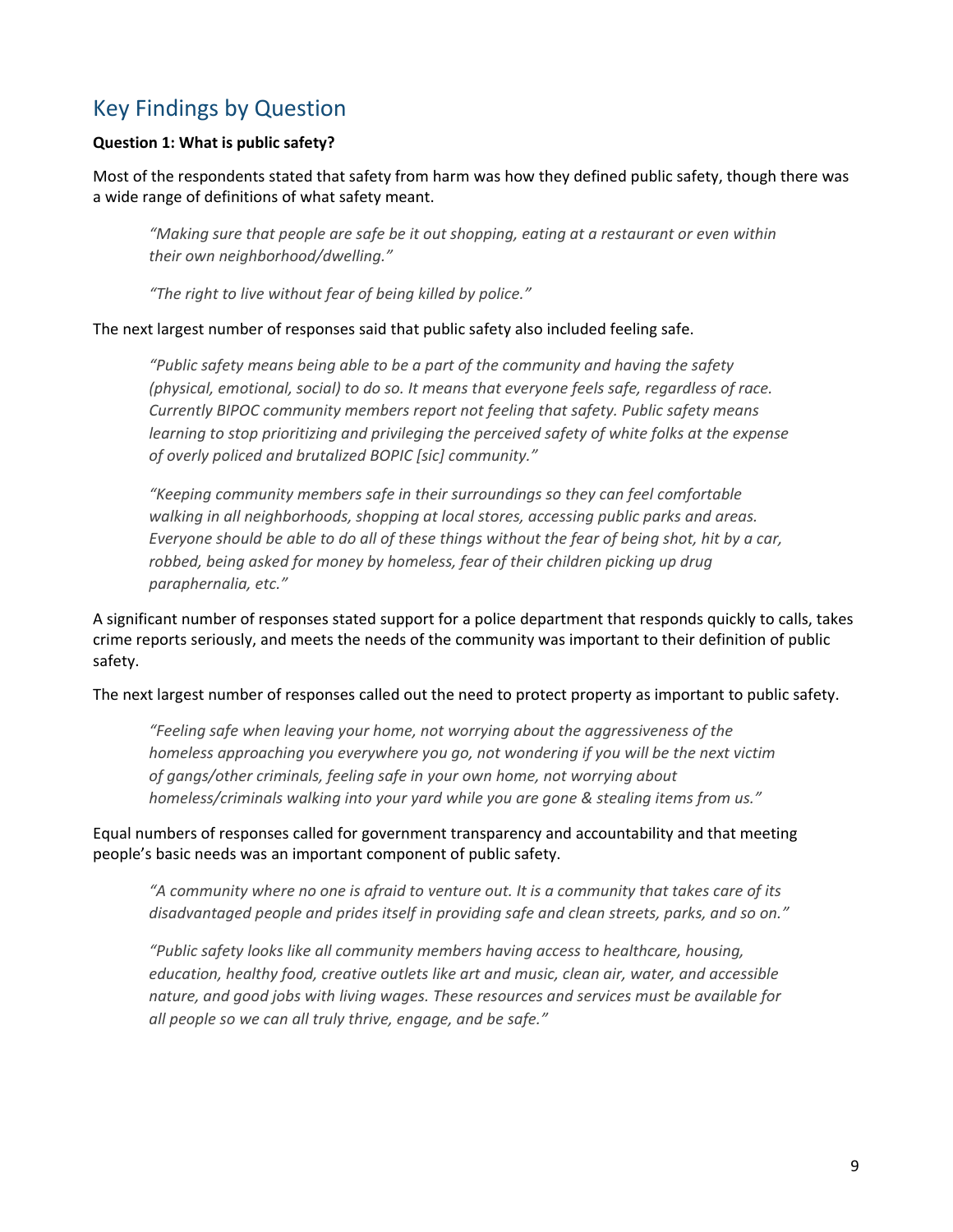## Key Findings by Question

**Question 1: What is public safety?**

Most of the respondents stated that safety from harm was how they defined public safety, though there was a wide range of definitions of what safety meant.

> *"Making sure that people are safe be it out shopping, eating at a restaurant or even within their own neighborhood/dwelling."*

> *"The right to live without fear of being killed by police."*

The next largest number of responses said that public safety also included feeling safe.

> *"Public safety means being able to be a part of the community and having the safety (physical, emotional, social) to do so. It means that everyone feels safe, regardless of race. Currently BIPOC community members report not feeling that safety. Public safety means learning to stop prioritizing and privileging the perceived safety of white folks at the expense of overly policed and brutalized BOPIC [sic] community."*

> *"Keeping community members safe in their surroundings so they can feel comfortable walking in all neighborhoods, shopping at local stores, accessing public parks and areas. Everyone should be able to do all of these things without the fear of being shot, hit by a car, robbed, being asked for money by homeless, fear of their children picking up drug paraphernalia, etc."*

A significant number of responses stated support for a police department that responds quickly to calls, takes crime reports seriously, and meets the needs of the community was important to their definition of public safety.

The next largest number of responses called out the need to protect property as important to public safety.

> *"Feeling safe when leaving your home, not worrying about the aggressiveness of the homeless approaching you everywhere you go, not wondering if you will be the next victim of gangs/other criminals, feeling safe in your own home, not worrying about homeless/criminals walking into your yard while you are gone & stealing items from us."*

Equal numbers of responses called for government transparency and accountability and that meeting people's basic needs was an important component of public safety.

> *"A community where no one is afraid to venture out. It is a community that takes care of its disadvantaged people and prides itself in providing safe and clean streets, parks, and so on."*

> *"Public safety looks like all community members having access to healthcare, housing, education, healthy food, creative outlets like art and music, clean air, water, and accessible nature, and good jobs with living wages. These resources and services must be available for all people so we can all truly thrive, engage, and be safe."*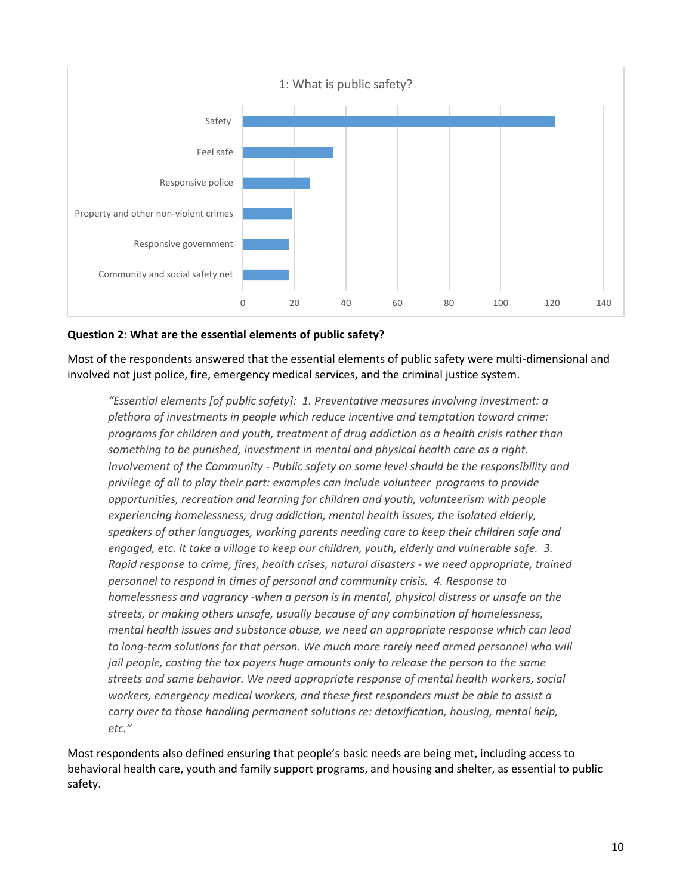1: What is public safety?

| Category | Value |
|---|---|
| Safety | ~121 |
| Feel safe | ~35 |
| Responsive police | ~26 |
| Property and other non-violent crimes | ~19 |
| Responsive government | ~18 |
| Community and social safety net | ~18 |

**Question 2: What are the essential elements of public safety?**

Most of the respondents answered that the essential elements of public safety were multi-dimensional and involved not just police, fire, emergency medical services, and the criminal justice system.

> *"Essential elements [of public safety]: 1. Preventative measures involving investment: a plethora of investments in people which reduce incentive and temptation toward crime: programs for children and youth, treatment of drug addiction as a health crisis rather than something to be punished, investment in mental and physical health care as a right. Involvement of the Community - Public safety on some level should be the responsibility and privilege of all to play their part: examples can include volunteer programs to provide opportunities, recreation and learning for children and youth, volunteerism with people experiencing homelessness, drug addiction, mental health issues, the isolated elderly, speakers of other languages, working parents needing care to keep their children safe and engaged, etc. It take a village to keep our children, youth, elderly and vulnerable safe. 3. Rapid response to crime, fires, health crises, natural disasters - we need appropriate, trained personnel to respond in times of personal and community crisis. 4. Response to homelessness and vagrancy -when a person is in mental, physical distress or unsafe on the streets, or making others unsafe, usually because of any combination of homelessness, mental health issues and substance abuse, we need an appropriate response which can lead to long-term solutions for that person. We much more rarely need armed personnel who will jail people, costing the tax payers huge amounts only to release the person to the same streets and same behavior. We need appropriate response of mental health workers, social workers, emergency medical workers, and these first responders must be able to assist a carry over to those handling permanent solutions re: detoxification, housing, mental help, etc."*

Most respondents also defined ensuring that people's basic needs are being met, including access to behavioral health care, youth and family support programs, and housing and shelter, as essential to public safety.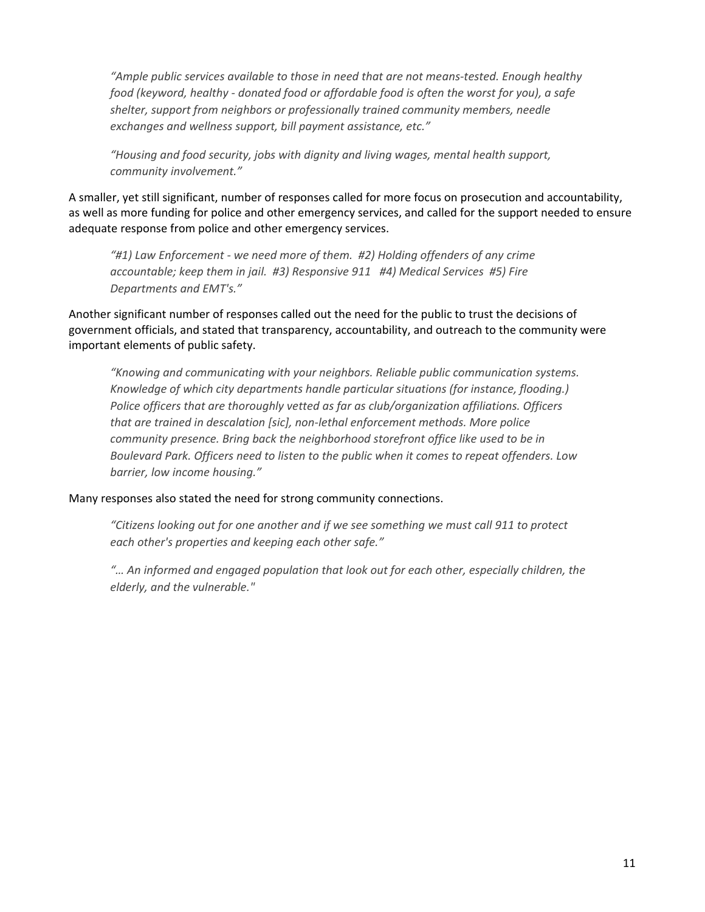*"Ample public services available to those in need that are not means-tested. Enough healthy food (keyword, healthy - donated food or affordable food is often the worst for you), a safe shelter, support from neighbors or professionally trained community members, needle exchanges and wellness support, bill payment assistance, etc."*

*"Housing and food security, jobs with dignity and living wages, mental health support, community involvement."*

A smaller, yet still significant, number of responses called for more focus on prosecution and accountability, as well as more funding for police and other emergency services, and called for the support needed to ensure adequate response from police and other emergency services.

*"#1) Law Enforcement - we need more of them. #2) Holding offenders of any crime accountable; keep them in jail. #3) Responsive 911 #4) Medical Services #5) Fire Departments and EMT's."*

Another significant number of responses called out the need for the public to trust the decisions of government officials, and stated that transparency, accountability, and outreach to the community were important elements of public safety.

*"Knowing and communicating with your neighbors. Reliable public communication systems. Knowledge of which city departments handle particular situations (for instance, flooding.) Police officers that are thoroughly vetted as far as club/organization affiliations. Officers that are trained in descalation [sic], non-lethal enforcement methods. More police community presence. Bring back the neighborhood storefront office like used to be in Boulevard Park. Officers need to listen to the public when it comes to repeat offenders. Low barrier, low income housing."*

Many responses also stated the need for strong community connections.

*"Citizens looking out for one another and if we see something we must call 911 to protect each other's properties and keeping each other safe."*

*"… An informed and engaged population that look out for each other, especially children, the elderly, and the vulnerable."*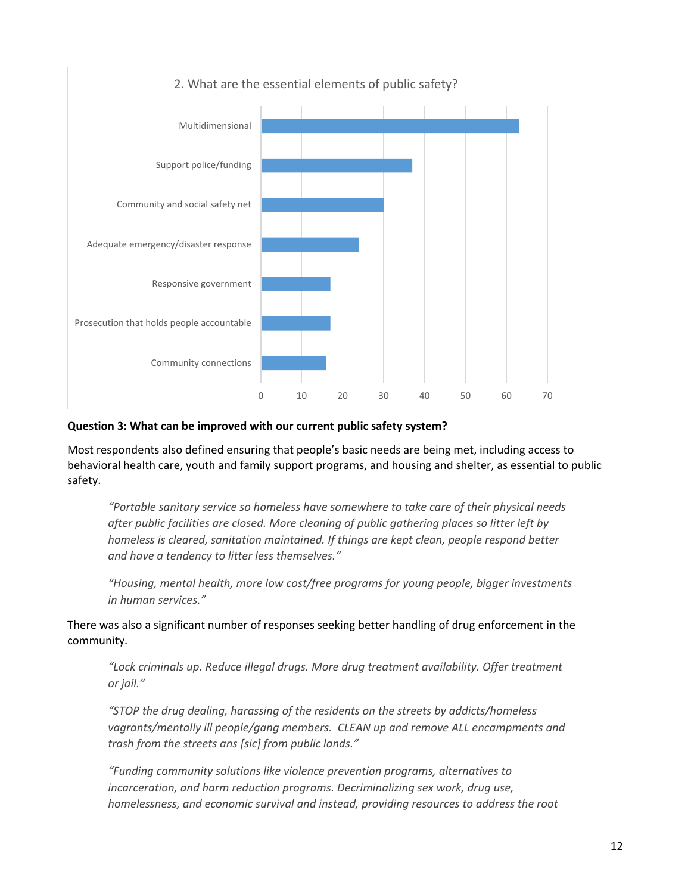2. What are the essential elements of public safety?

| Element | Value |
| --- | --- |
| Multidimensional | 63 |
| Support police/funding | 37 |
| Community and social safety net | 30 |
| Adequate emergency/disaster response | 24 |
| Responsive government | 17 |
| Prosecution that holds people accountable | 17 |
| Community connections | 16 |

**Question 3: What can be improved with our current public safety system?**

Most respondents also defined ensuring that people's basic needs are being met, including access to behavioral health care, youth and family support programs, and housing and shelter, as essential to public safety.

> *"Portable sanitary service so homeless have somewhere to take care of their physical needs after public facilities are closed. More cleaning of public gathering places so litter left by homeless is cleared, sanitation maintained. If things are kept clean, people respond better and have a tendency to litter less themselves."*

> *"Housing, mental health, more low cost/free programs for young people, bigger investments in human services."*

There was also a significant number of responses seeking better handling of drug enforcement in the community.

> *"Lock criminals up. Reduce illegal drugs. More drug treatment availability. Offer treatment or jail."*

> *"STOP the drug dealing, harassing of the residents on the streets by addicts/homeless vagrants/mentally ill people/gang members. CLEAN up and remove ALL encampments and trash from the streets ans [sic] from public lands."*

> *"Funding community solutions like violence prevention programs, alternatives to incarceration, and harm reduction programs. Decriminalizing sex work, drug use, homelessness, and economic survival and instead, providing resources to address the root*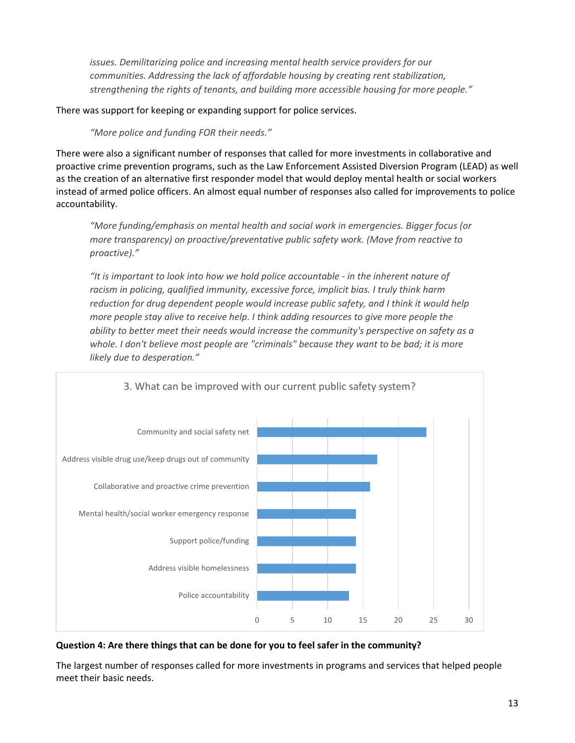*issues. Demilitarizing police and increasing mental health service providers for our communities. Addressing the lack of affordable housing by creating rent stabilization, strengthening the rights of tenants, and building more accessible housing for more people."*

There was support for keeping or expanding support for police services.

> *"More police and funding FOR their needs."*

There were also a significant number of responses that called for more investments in collaborative and proactive crime prevention programs, such as the Law Enforcement Assisted Diversion Program (LEAD) as well as the creation of an alternative first responder model that would deploy mental health or social workers instead of armed police officers. An almost equal number of responses also called for improvements to police accountability.

> *"More funding/emphasis on mental health and social work in emergencies. Bigger focus (or more transparency) on proactive/preventative public safety work. (Move from reactive to proactive)."*

> *"It is important to look into how we hold police accountable - in the inherent nature of racism in policing, qualified immunity, excessive force, implicit bias. I truly think harm reduction for drug dependent people would increase public safety, and I think it would help more people stay alive to receive help. I think adding resources to give more people the ability to better meet their needs would increase the community's perspective on safety as a whole. I don't believe most people are "criminals" because they want to be bad; it is more likely due to desperation."*

3. What can be improved with our current public safety system?

- Community and social safety net
- Address visible drug use/keep drugs out of community
- Collaborative and proactive crime prevention
- Mental health/social worker emergency response
- Support police/funding
- Address visible homelessness
- Police accountability

**Question 4: Are there things that can be done for you to feel safer in the community?**

The largest number of responses called for more investments in programs and services that helped people meet their basic needs.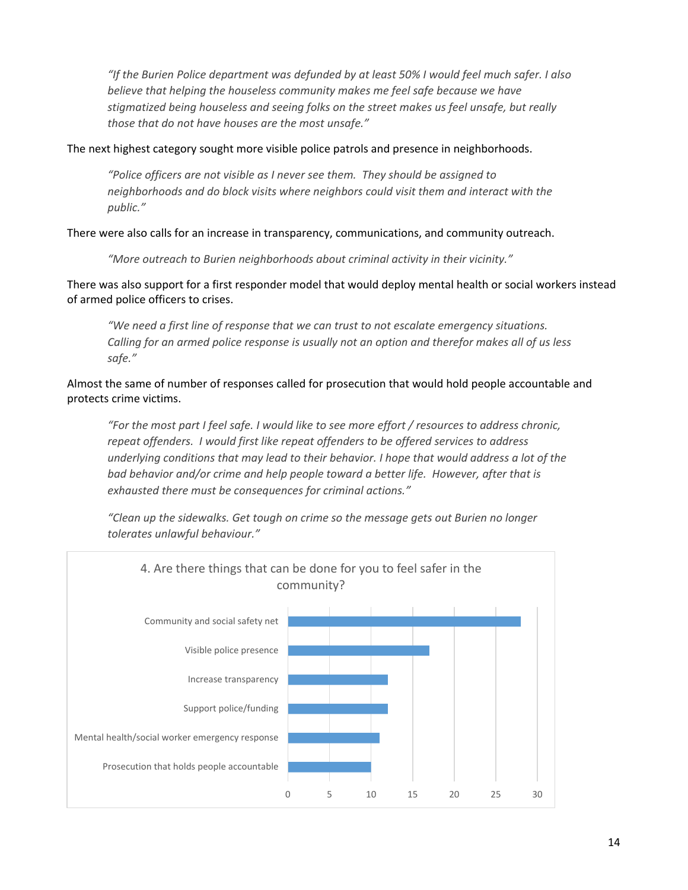*"If the Burien Police department was defunded by at least 50% I would feel much safer. I also believe that helping the houseless community makes me feel safe because we have stigmatized being houseless and seeing folks on the street makes us feel unsafe, but really those that do not have houses are the most unsafe."*

The next highest category sought more visible police patrols and presence in neighborhoods.

*"Police officers are not visible as I never see them. They should be assigned to neighborhoods and do block visits where neighbors could visit them and interact with the public."*

There were also calls for an increase in transparency, communications, and community outreach.

*"More outreach to Burien neighborhoods about criminal activity in their vicinity."*

There was also support for a first responder model that would deploy mental health or social workers instead of armed police officers to crises.

*"We need a first line of response that we can trust to not escalate emergency situations. Calling for an armed police response is usually not an option and therefor makes all of us less safe."*

Almost the same of number of responses called for prosecution that would hold people accountable and protects crime victims.

*"For the most part I feel safe. I would like to see more effort / resources to address chronic, repeat offenders. I would first like repeat offenders to be offered services to address underlying conditions that may lead to their behavior. I hope that would address a lot of the bad behavior and/or crime and help people toward a better life. However, after that is exhausted there must be consequences for criminal actions."*

*"Clean up the sidewalks. Get tough on crime so the message gets out Burien no longer tolerates unlawful behaviour."*

**4. Are there things that can be done for you to feel safer in the community?**

| Category | Responses |
|---|---|
| Community and social safety net | 28 |
| Visible police presence | 17 |
| Increase transparency | 12 |
| Support police/funding | 12 |
| Mental health/social worker emergency response | 11 |
| Prosecution that holds people accountable | 10 |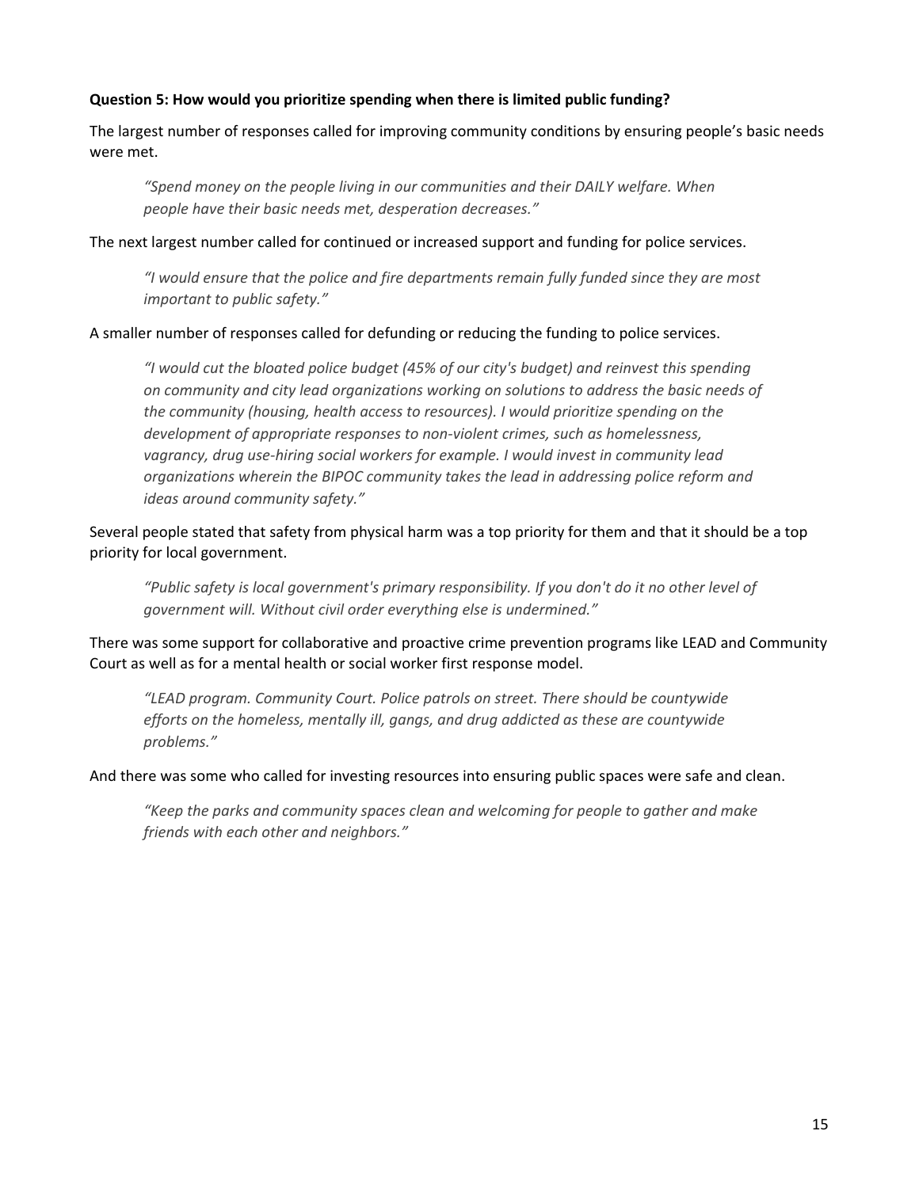**Question 5: How would you prioritize spending when there is limited public funding?**

The largest number of responses called for improving community conditions by ensuring people's basic needs were met.

> *"Spend money on the people living in our communities and their DAILY welfare. When people have their basic needs met, desperation decreases."*

The next largest number called for continued or increased support and funding for police services.

> *"I would ensure that the police and fire departments remain fully funded since they are most important to public safety."*

A smaller number of responses called for defunding or reducing the funding to police services.

> *"I would cut the bloated police budget (45% of our city's budget) and reinvest this spending on community and city lead organizations working on solutions to address the basic needs of the community (housing, health access to resources). I would prioritize spending on the development of appropriate responses to non-violent crimes, such as homelessness, vagrancy, drug use-hiring social workers for example. I would invest in community lead organizations wherein the BIPOC community takes the lead in addressing police reform and ideas around community safety."*

Several people stated that safety from physical harm was a top priority for them and that it should be a top priority for local government.

> *"Public safety is local government's primary responsibility. If you don't do it no other level of government will. Without civil order everything else is undermined."*

There was some support for collaborative and proactive crime prevention programs like LEAD and Community Court as well as for a mental health or social worker first response model.

> *"LEAD program. Community Court. Police patrols on street. There should be countywide efforts on the homeless, mentally ill, gangs, and drug addicted as these are countywide problems."*

And there was some who called for investing resources into ensuring public spaces were safe and clean.

> *"Keep the parks and community spaces clean and welcoming for people to gather and make friends with each other and neighbors."*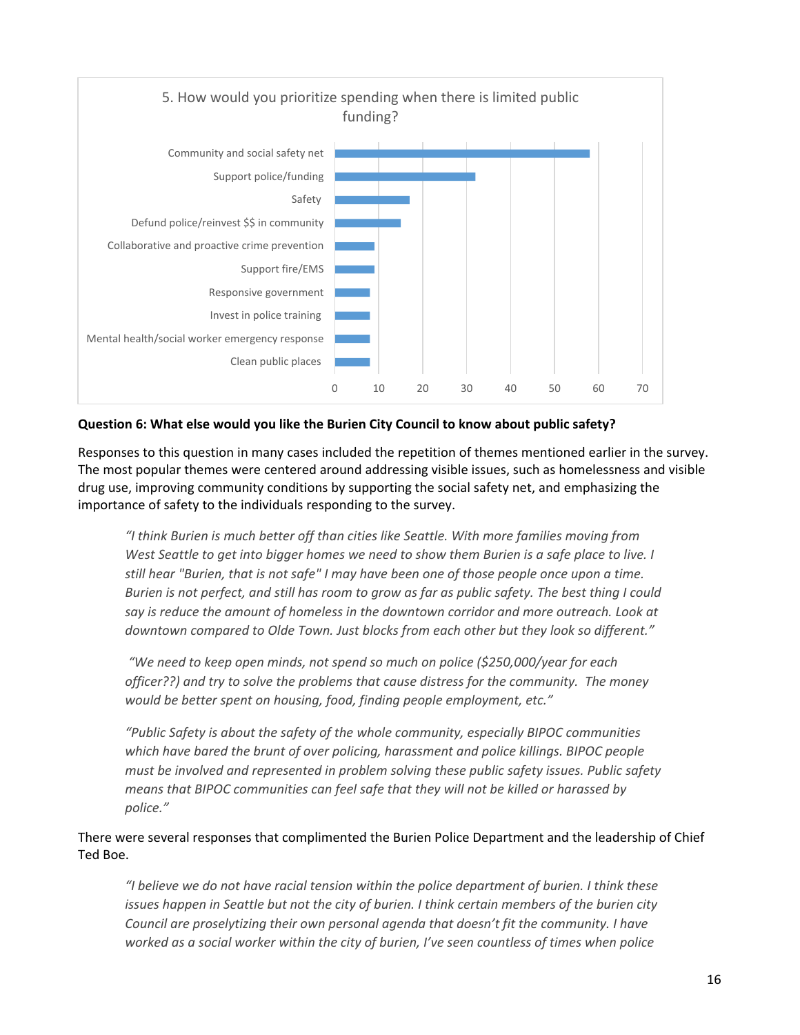5. How would you prioritize spending when there is limited public funding?

| Category | Value |
| --- | --- |
| Community and social safety net | 58 |
| Support police/funding | 32 |
| Safety | 17 |
| Defund police/reinvest $$ in community | 15 |
| Collaborative and proactive crime prevention | 9 |
| Support fire/EMS | 9 |
| Responsive government | 8 |
| Invest in police training | 8 |
| Mental health/social worker emergency response | 8 |
| Clean public places | 8 |

**Question 6: What else would you like the Burien City Council to know about public safety?**

Responses to this question in many cases included the repetition of themes mentioned earlier in the survey. The most popular themes were centered around addressing visible issues, such as homelessness and visible drug use, improving community conditions by supporting the social safety net, and emphasizing the importance of safety to the individuals responding to the survey.

> *"I think Burien is much better off than cities like Seattle. With more families moving from West Seattle to get into bigger homes we need to show them Burien is a safe place to live. I still hear "Burien, that is not safe" I may have been one of those people once upon a time. Burien is not perfect, and still has room to grow as far as public safety. The best thing I could say is reduce the amount of homeless in the downtown corridor and more outreach. Look at downtown compared to Olde Town. Just blocks from each other but they look so different."*

> *"We need to keep open minds, not spend so much on police ($250,000/year for each officer??) and try to solve the problems that cause distress for the community. The money would be better spent on housing, food, finding people employment, etc."*

> *"Public Safety is about the safety of the whole community, especially BIPOC communities which have bared the brunt of over policing, harassment and police killings. BIPOC people must be involved and represented in problem solving these public safety issues. Public safety means that BIPOC communities can feel safe that they will not be killed or harassed by police."*

There were several responses that complimented the Burien Police Department and the leadership of Chief Ted Boe.

> *"I believe we do not have racial tension within the police department of burien. I think these issues happen in Seattle but not the city of burien. I think certain members of the burien city Council are proselytizing their own personal agenda that doesn't fit the community. I have worked as a social worker within the city of burien, I've seen countless of times when police*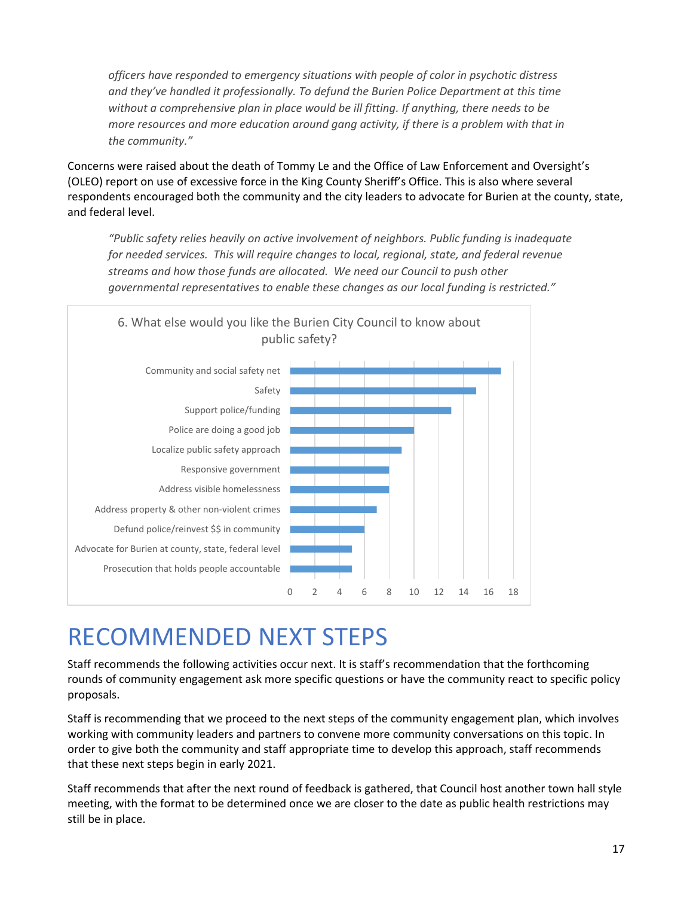*officers have responded to emergency situations with people of color in psychotic distress and they've handled it professionally. To defund the Burien Police Department at this time without a comprehensive plan in place would be ill fitting. If anything, there needs to be more resources and more education around gang activity, if there is a problem with that in the community."*

Concerns were raised about the death of Tommy Le and the Office of Law Enforcement and Oversight's (OLEO) report on use of excessive force in the King County Sheriff's Office. This is also where several respondents encouraged both the community and the city leaders to advocate for Burien at the county, state, and federal level.

> *"Public safety relies heavily on active involvement of neighbors. Public funding is inadequate for needed services. This will require changes to local, regional, state, and federal revenue streams and how those funds are allocated. We need our Council to push other governmental representatives to enable these changes as our local funding is restricted."*

**6. What else would you like the Burien City Council to know about public safety?**

| Response | Count |
|---|---|
| Community and social safety net | 17 |
| Safety | 15 |
| Support police/funding | 13 |
| Police are doing a good job | 10 |
| Localize public safety approach | 9 |
| Responsive government | 8 |
| Address visible homelessness | 8 |
| Address property & other non-violent crimes | 7 |
| Defund police/reinvest $$ in community | 6 |
| Advocate for Burien at county, state, federal level | 5 |
| Prosecution that holds people accountable | 5 |

# RECOMMENDED NEXT STEPS

Staff recommends the following activities occur next. It is staff's recommendation that the forthcoming rounds of community engagement ask more specific questions or have the community react to specific policy proposals.

Staff is recommending that we proceed to the next steps of the community engagement plan, which involves working with community leaders and partners to convene more community conversations on this topic. In order to give both the community and staff appropriate time to develop this approach, staff recommends that these next steps begin in early 2021.

Staff recommends that after the next round of feedback is gathered, that Council host another town hall style meeting, with the format to be determined once we are closer to the date as public health restrictions may still be in place.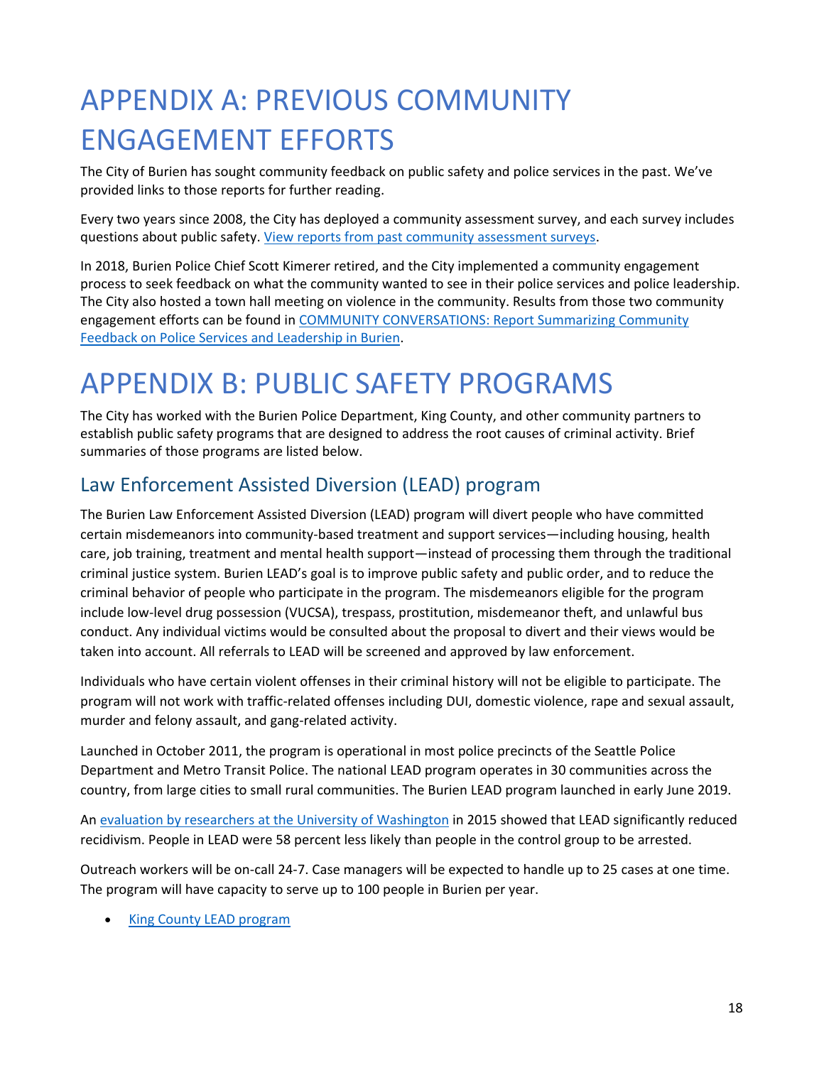# APPENDIX A: PREVIOUS COMMUNITY ENGAGEMENT EFFORTS

The City of Burien has sought community feedback on public safety and police services in the past. We've provided links to those reports for further reading.

Every two years since 2008, the City has deployed a community assessment survey, and each survey includes questions about public safety. [View reports from past community assessment surveys](#).

In 2018, Burien Police Chief Scott Kimerer retired, and the City implemented a community engagement process to seek feedback on what the community wanted to see in their police services and police leadership. The City also hosted a town hall meeting on violence in the community. Results from those two community engagement efforts can be found in [COMMUNITY CONVERSATIONS: Report Summarizing Community Feedback on Police Services and Leadership in Burien](#).

# APPENDIX B: PUBLIC SAFETY PROGRAMS

The City has worked with the Burien Police Department, King County, and other community partners to establish public safety programs that are designed to address the root causes of criminal activity. Brief summaries of those programs are listed below.

## Law Enforcement Assisted Diversion (LEAD) program

The Burien Law Enforcement Assisted Diversion (LEAD) program will divert people who have committed certain misdemeanors into community-based treatment and support services—including housing, health care, job training, treatment and mental health support—instead of processing them through the traditional criminal justice system. Burien LEAD's goal is to improve public safety and public order, and to reduce the criminal behavior of people who participate in the program. The misdemeanors eligible for the program include low-level drug possession (VUCSA), trespass, prostitution, misdemeanor theft, and unlawful bus conduct. Any individual victims would be consulted about the proposal to divert and their views would be taken into account. All referrals to LEAD will be screened and approved by law enforcement.

Individuals who have certain violent offenses in their criminal history will not be eligible to participate. The program will not work with traffic-related offenses including DUI, domestic violence, rape and sexual assault, murder and felony assault, and gang-related activity.

Launched in October 2011, the program is operational in most police precincts of the Seattle Police Department and Metro Transit Police. The national LEAD program operates in 30 communities across the country, from large cities to small rural communities. The Burien LEAD program launched in early June 2019.

An [evaluation by researchers at the University of Washington](#) in 2015 showed that LEAD significantly reduced recidivism. People in LEAD were 58 percent less likely than people in the control group to be arrested.

Outreach workers will be on-call 24-7. Case managers will be expected to handle up to 25 cases at one time. The program will have capacity to serve up to 100 people in Burien per year.

- [King County LEAD program](#)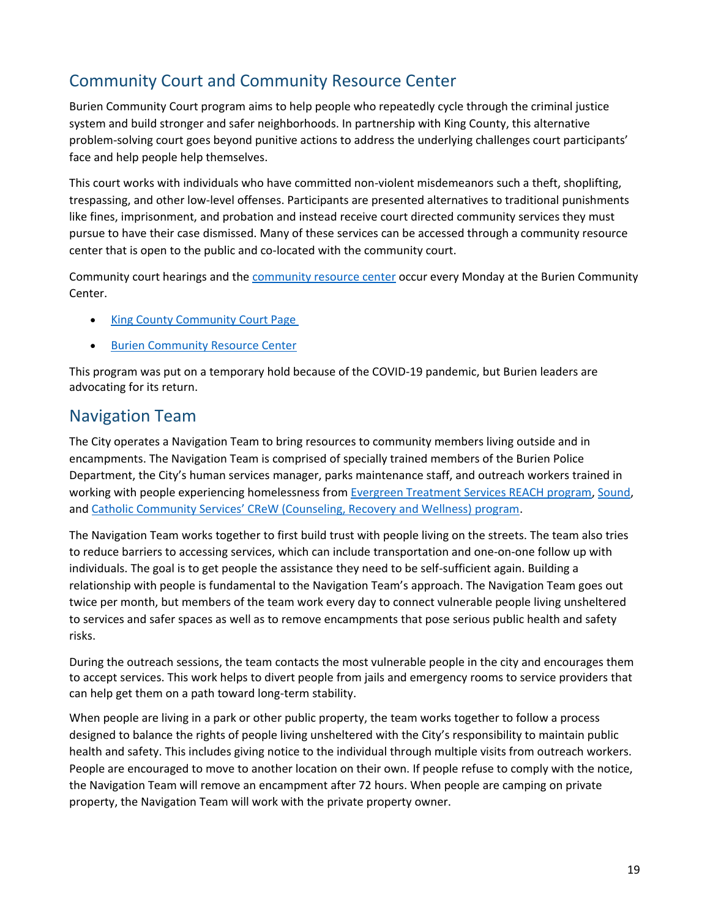## Community Court and Community Resource Center

Burien Community Court program aims to help people who repeatedly cycle through the criminal justice system and build stronger and safer neighborhoods. In partnership with King County, this alternative problem-solving court goes beyond punitive actions to address the underlying challenges court participants' face and help people help themselves.

This court works with individuals who have committed non-violent misdemeanors such a theft, shoplifting, trespassing, and other low-level offenses. Participants are presented alternatives to traditional punishments like fines, imprisonment, and probation and instead receive court directed community services they must pursue to have their case dismissed. Many of these services can be accessed through a community resource center that is open to the public and co-located with the community court.

Community court hearings and the community resource center occur every Monday at the Burien Community Center.

- King County Community Court Page
- Burien Community Resource Center

This program was put on a temporary hold because of the COVID-19 pandemic, but Burien leaders are advocating for its return.

## Navigation Team

The City operates a Navigation Team to bring resources to community members living outside and in encampments. The Navigation Team is comprised of specially trained members of the Burien Police Department, the City's human services manager, parks maintenance staff, and outreach workers trained in working with people experiencing homelessness from Evergreen Treatment Services REACH program, Sound, and Catholic Community Services' CReW (Counseling, Recovery and Wellness) program.

The Navigation Team works together to first build trust with people living on the streets. The team also tries to reduce barriers to accessing services, which can include transportation and one-on-one follow up with individuals. The goal is to get people the assistance they need to be self-sufficient again. Building a relationship with people is fundamental to the Navigation Team's approach. The Navigation Team goes out twice per month, but members of the team work every day to connect vulnerable people living unsheltered to services and safer spaces as well as to remove encampments that pose serious public health and safety risks.

During the outreach sessions, the team contacts the most vulnerable people in the city and encourages them to accept services. This work helps to divert people from jails and emergency rooms to service providers that can help get them on a path toward long-term stability.

When people are living in a park or other public property, the team works together to follow a process designed to balance the rights of people living unsheltered with the City's responsibility to maintain public health and safety. This includes giving notice to the individual through multiple visits from outreach workers. People are encouraged to move to another location on their own. If people refuse to comply with the notice, the Navigation Team will remove an encampment after 72 hours. When people are camping on private property, the Navigation Team will work with the private property owner.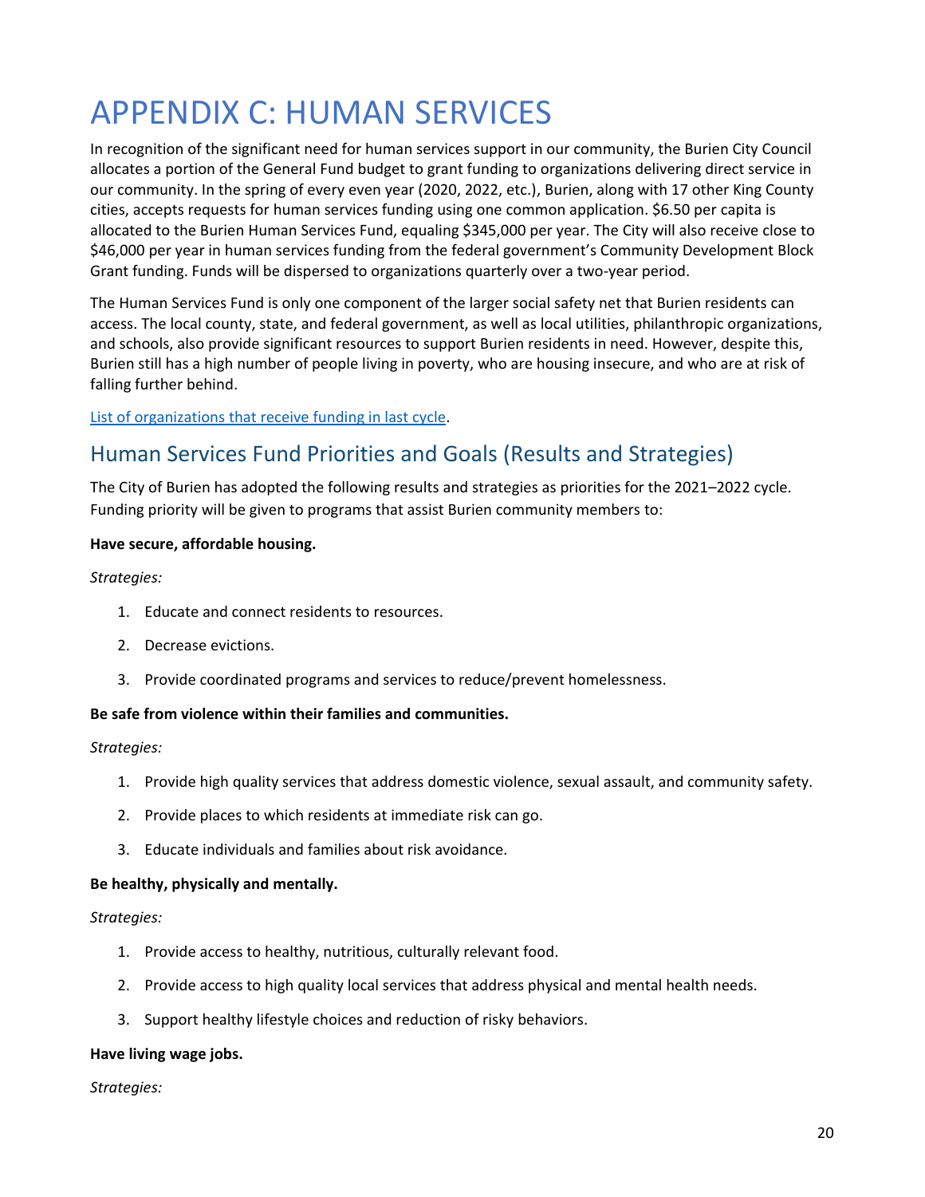# APPENDIX C: HUMAN SERVICES

In recognition of the significant need for human services support in our community, the Burien City Council allocates a portion of the General Fund budget to grant funding to organizations delivering direct service in our community. In the spring of every even year (2020, 2022, etc.), Burien, along with 17 other King County cities, accepts requests for human services funding using one common application. $6.50 per capita is allocated to the Burien Human Services Fund, equaling $345,000 per year. The City will also receive close to $46,000 per year in human services funding from the federal government's Community Development Block Grant funding. Funds will be dispersed to organizations quarterly over a two-year period.

The Human Services Fund is only one component of the larger social safety net that Burien residents can access. The local county, state, and federal government, as well as local utilities, philanthropic organizations, and schools, also provide significant resources to support Burien residents in need. However, despite this, Burien still has a high number of people living in poverty, who are housing insecure, and who are at risk of falling further behind.

List of organizations that receive funding in last cycle.

## Human Services Fund Priorities and Goals (Results and Strategies)

The City of Burien has adopted the following results and strategies as priorities for the 2021–2022 cycle. Funding priority will be given to programs that assist Burien community members to:

**Have secure, affordable housing.**

*Strategies:*

1. Educate and connect residents to resources.
2. Decrease evictions.
3. Provide coordinated programs and services to reduce/prevent homelessness.

**Be safe from violence within their families and communities.**

*Strategies:*

1. Provide high quality services that address domestic violence, sexual assault, and community safety.
2. Provide places to which residents at immediate risk can go.
3. Educate individuals and families about risk avoidance.

**Be healthy, physically and mentally.**

*Strategies:*

1. Provide access to healthy, nutritious, culturally relevant food.
2. Provide access to high quality local services that address physical and mental health needs.
3. Support healthy lifestyle choices and reduction of risky behaviors.

**Have living wage jobs.**

*Strategies:*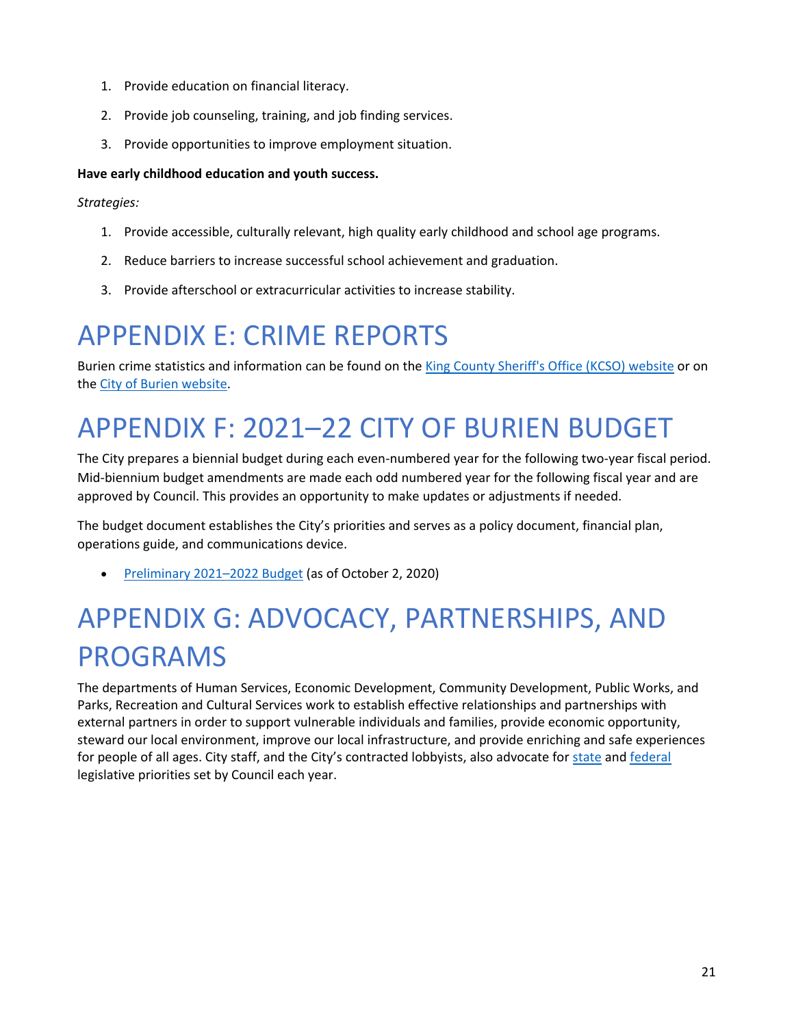1. Provide education on financial literacy.
2. Provide job counseling, training, and job finding services.
3. Provide opportunities to improve employment situation.

**Have early childhood education and youth success.**

*Strategies:*

1. Provide accessible, culturally relevant, high quality early childhood and school age programs.
2. Reduce barriers to increase successful school achievement and graduation.
3. Provide afterschool or extracurricular activities to increase stability.

# APPENDIX E: CRIME REPORTS

Burien crime statistics and information can be found on the King County Sheriff's Office (KCSO) website or on the City of Burien website.

# APPENDIX F: 2021–22 CITY OF BURIEN BUDGET

The City prepares a biennial budget during each even-numbered year for the following two-year fiscal period. Mid-biennium budget amendments are made each odd numbered year for the following fiscal year and are approved by Council. This provides an opportunity to make updates or adjustments if needed.

The budget document establishes the City's priorities and serves as a policy document, financial plan, operations guide, and communications device.

- Preliminary 2021–2022 Budget (as of October 2, 2020)

# APPENDIX G: ADVOCACY, PARTNERSHIPS, AND PROGRAMS

The departments of Human Services, Economic Development, Community Development, Public Works, and Parks, Recreation and Cultural Services work to establish effective relationships and partnerships with external partners in order to support vulnerable individuals and families, provide economic opportunity, steward our local environment, improve our local infrastructure, and provide enriching and safe experiences for people of all ages. City staff, and the City's contracted lobbyists, also advocate for state and federal legislative priorities set by Council each year.